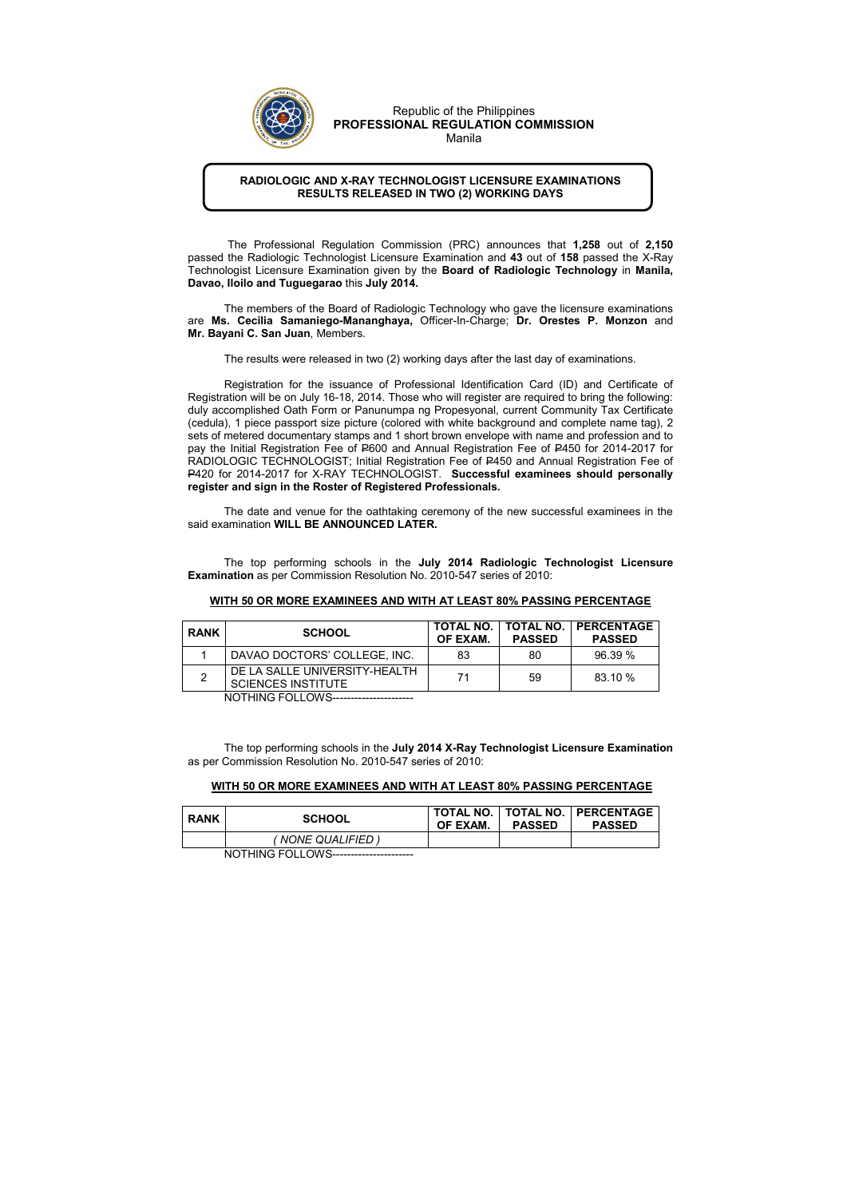Republic of the Philippines
**PROFESSIONAL REGULATION COMMISSION**
Manila

**RADIOLOGIC AND X-RAY TECHNOLOGIST LICENSURE EXAMINATIONS
RESULTS RELEASED IN TWO (2) WORKING DAYS**

The Professional Regulation Commission (PRC) announces that **1,258** out of **2,150** passed the Radiologic Technologist Licensure Examination and **43** out of **158** passed the X-Ray Technologist Licensure Examination given by the **Board of Radiologic Technology** in **Manila, Davao, Iloilo and Tuguegarao** this **July 2014.**

The members of the Board of Radiologic Technology who gave the licensure examinations are **Ms. Cecilia Samaniego-Mananghaya,** Officer-In-Charge; **Dr. Orestes P. Monzon** and **Mr. Bayani C. San Juan**, Members.

The results were released in two (2) working days after the last day of examinations.

Registration for the issuance of Professional Identification Card (ID) and Certificate of Registration will be on July 16-18, 2014. Those who will register are required to bring the following: duly accomplished Oath Form or Panunumpa ng Propesyonal, current Community Tax Certificate (cedula), 1 piece passport size picture (colored with white background and complete name tag), 2 sets of metered documentary stamps and 1 short brown envelope with name and profession and to pay the Initial Registration Fee of ₱600 and Annual Registration Fee of ₱450 for 2014-2017 for RADIOLOGIC TECHNOLOGIST; Initial Registration Fee of ₱450 and Annual Registration Fee of ₱420 for 2014-2017 for X-RAY TECHNOLOGIST. **Successful examinees should personally register and sign in the Roster of Registered Professionals.**

The date and venue for the oathtaking ceremony of the new successful examinees in the said examination **WILL BE ANNOUNCED LATER.**

The top performing schools in the **July 2014 Radiologic Technologist Licensure Examination** as per Commission Resolution No. 2010-547 series of 2010:

**WITH 50 OR MORE EXAMINEES AND WITH AT LEAST 80% PASSING PERCENTAGE**

| RANK | SCHOOL | TOTAL NO. OF EXAM. | TOTAL NO. PASSED | PERCENTAGE PASSED |
|---|---|---|---|---|
| 1 | DAVAO DOCTORS' COLLEGE, INC. | 83 | 80 | 96.39 % |
| 2 | DE LA SALLE UNIVERSITY-HEALTH SCIENCES INSTITUTE | 71 | 59 | 83.10 % |

NOTHING FOLLOWS----------------------

The top performing schools in the **July 2014 X-Ray Technologist Licensure Examination** as per Commission Resolution No. 2010-547 series of 2010:

**WITH 50 OR MORE EXAMINEES AND WITH AT LEAST 80% PASSING PERCENTAGE**

| RANK | SCHOOL | TOTAL NO. OF EXAM. | TOTAL NO. PASSED | PERCENTAGE PASSED |
|---|---|---|---|---|
| | *( NONE QUALIFIED )* | | | |

NOTHING FOLLOWS----------------------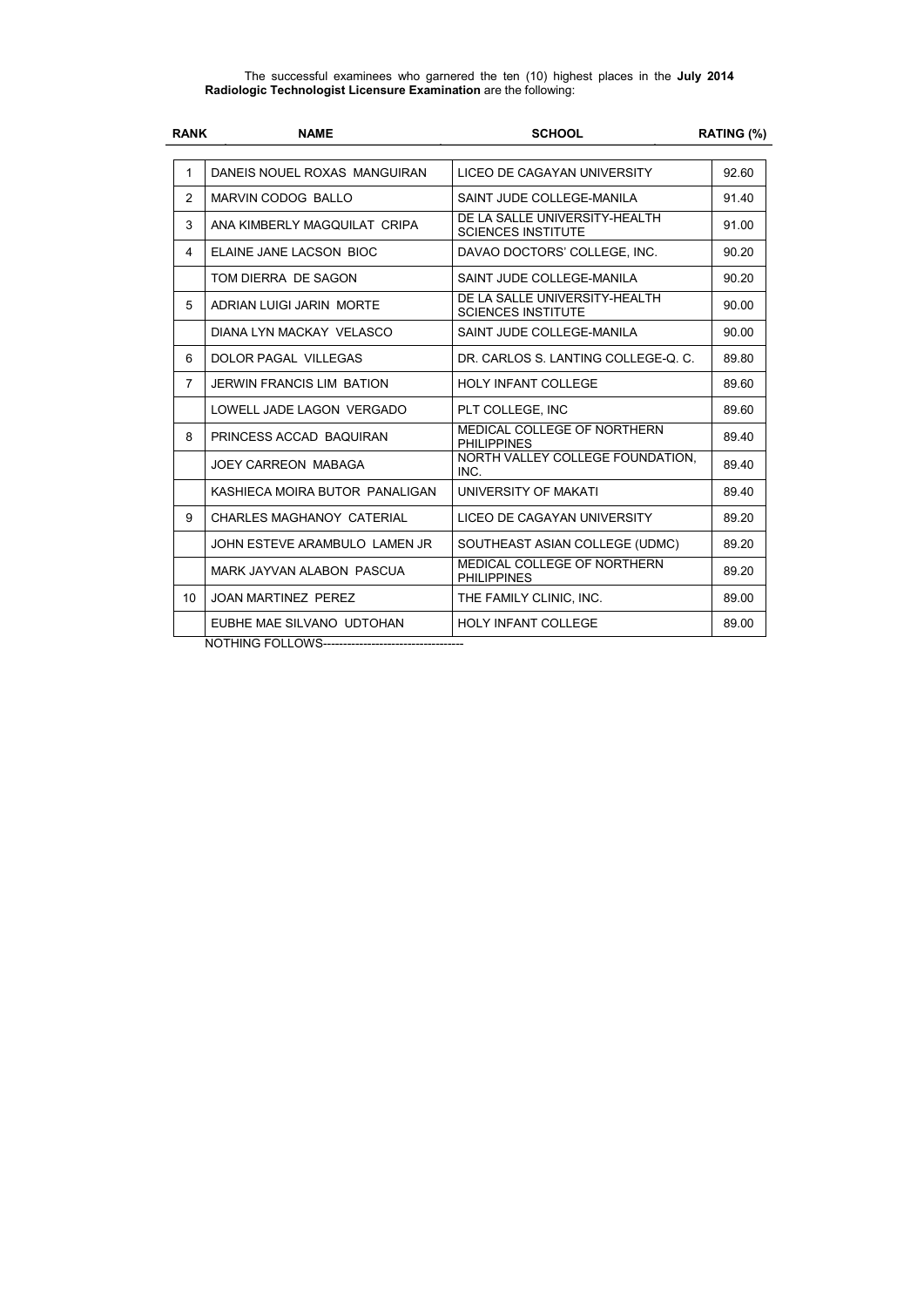The successful examinees who garnered the ten (10) highest places in the **July 2014 Radiologic Technologist Licensure Examination** are the following:

| RANK | NAME | SCHOOL | RATING (%) |
|---|---|---|---|
| 1 | DANEIS NOUEL ROXAS MANGUIRAN | LICEO DE CAGAYAN UNIVERSITY | 92.60 |
| 2 | MARVIN CODOG BALLO | SAINT JUDE COLLEGE-MANILA | 91.40 |
| 3 | ANA KIMBERLY MAGQUILAT CRIPA | DE LA SALLE UNIVERSITY-HEALTH SCIENCES INSTITUTE | 91.00 |
| 4 | ELAINE JANE LACSON BIOC | DAVAO DOCTORS' COLLEGE, INC. | 90.20 |
| | TOM DIERRA DE SAGON | SAINT JUDE COLLEGE-MANILA | 90.20 |
| 5 | ADRIAN LUIGI JARIN MORTE | DE LA SALLE UNIVERSITY-HEALTH SCIENCES INSTITUTE | 90.00 |
| | DIANA LYN MACKAY VELASCO | SAINT JUDE COLLEGE-MANILA | 90.00 |
| 6 | DOLOR PAGAL VILLEGAS | DR. CARLOS S. LANTING COLLEGE-Q. C. | 89.80 |
| 7 | JERWIN FRANCIS LIM BATION | HOLY INFANT COLLEGE | 89.60 |
| | LOWELL JADE LAGON VERGADO | PLT COLLEGE, INC | 89.60 |
| 8 | PRINCESS ACCAD BAQUIRAN | MEDICAL COLLEGE OF NORTHERN PHILIPPINES | 89.40 |
| | JOEY CARREON MABAGA | NORTH VALLEY COLLEGE FOUNDATION, INC. | 89.40 |
| | KASHIECA MOIRA BUTOR PANALIGAN | UNIVERSITY OF MAKATI | 89.40 |
| 9 | CHARLES MAGHANOY CATERIAL | LICEO DE CAGAYAN UNIVERSITY | 89.20 |
| | JOHN ESTEVE ARAMBULO LAMEN JR | SOUTHEAST ASIAN COLLEGE (UDMC) | 89.20 |
| | MARK JAYVAN ALABON PASCUA | MEDICAL COLLEGE OF NORTHERN PHILIPPINES | 89.20 |
| 10 | JOAN MARTINEZ PEREZ | THE FAMILY CLINIC, INC. | 89.00 |
| | EUBHE MAE SILVANO UDTOHAN | HOLY INFANT COLLEGE | 89.00 |

NOTHING FOLLOWS-----------------------------------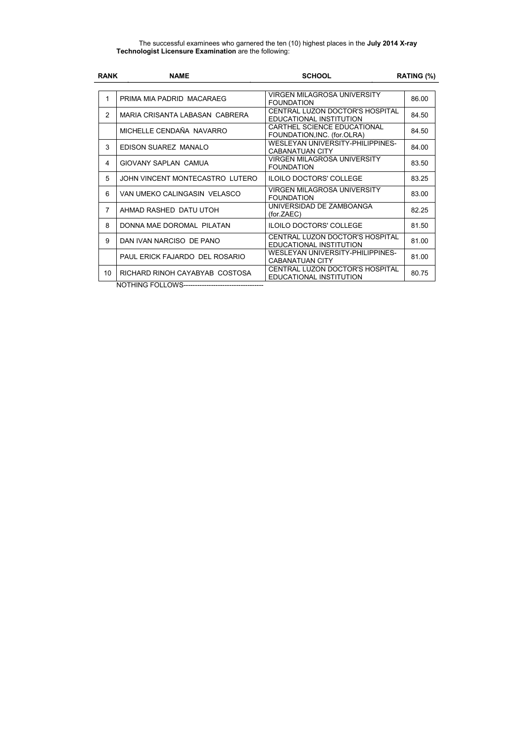The successful examinees who garnered the ten (10) highest places in the **July 2014 X-ray Technologist Licensure Examination** are the following:

| RANK | NAME | SCHOOL | RATING (%) |
| --- | --- | --- | --- |
| 1 | PRIMA MIA PADRID MACARAEG | VIRGEN MILAGROSA UNIVERSITY FOUNDATION | 86.00 |
| 2 | MARIA CRISANTA LABASAN CABRERA | CENTRAL LUZON DOCTOR'S HOSPITAL EDUCATIONAL INSTITUTION | 84.50 |
| | MICHELLE CENDAÑA NAVARRO | CARTHEL SCIENCE EDUCATIONAL FOUNDATION,INC. (for.OLRA) | 84.50 |
| 3 | EDISON SUAREZ MANALO | WESLEYAN UNIVERSITY-PHILIPPINES-CABANATUAN CITY | 84.00 |
| 4 | GIOVANY SAPLAN CAMUA | VIRGEN MILAGROSA UNIVERSITY FOUNDATION | 83.50 |
| 5 | JOHN VINCENT MONTECASTRO LUTERO | ILOILO DOCTORS' COLLEGE | 83.25 |
| 6 | VAN UMEKO CALINGASIN VELASCO | VIRGEN MILAGROSA UNIVERSITY FOUNDATION | 83.00 |
| 7 | AHMAD RASHED DATU UTOH | UNIVERSIDAD DE ZAMBOANGA (for.ZAEC) | 82.25 |
| 8 | DONNA MAE DOROMAL PILATAN | ILOILO DOCTORS' COLLEGE | 81.50 |
| 9 | DAN IVAN NARCISO DE PANO | CENTRAL LUZON DOCTOR'S HOSPITAL EDUCATIONAL INSTITUTION | 81.00 |
| | PAUL ERICK FAJARDO DEL ROSARIO | WESLEYAN UNIVERSITY-PHILIPPINES-CABANATUAN CITY | 81.00 |
| 10 | RICHARD RINOH CAYABYAB COSTOSA | CENTRAL LUZON DOCTOR'S HOSPITAL EDUCATIONAL INSTITUTION | 80.75 |

NOTHING FOLLOWS-----------------------------------